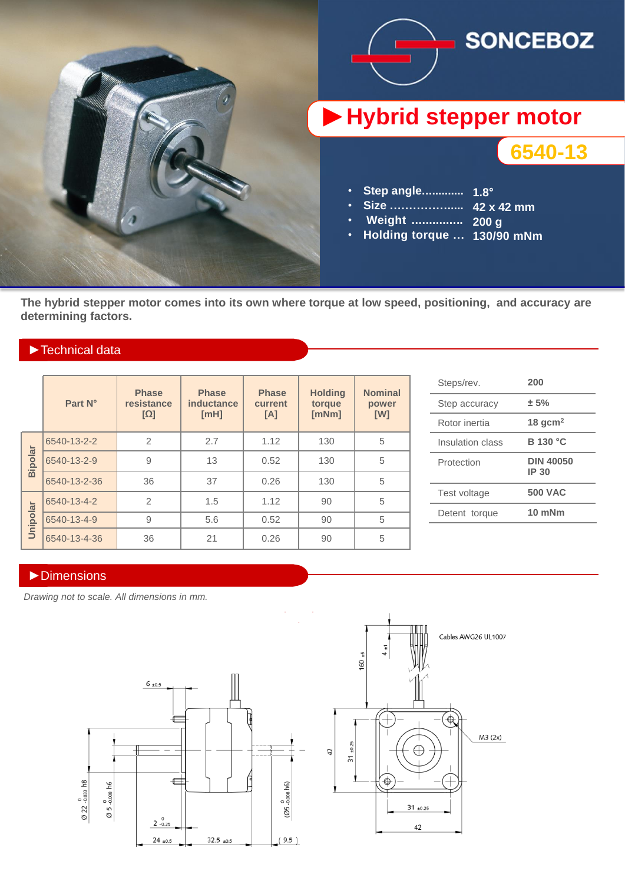SONCEBOZ

# ▶ Hybrid stepper motor

## 6540-13

- Step angle............. 1.8°
- Size .................... 42 x 42 mm
- Weight ............... 200 g
- Holding torque … 130/90 mNm

**The hybrid stepper motor comes into its own where torque at low speed, positioning, and accuracy are determining factors.**

## ▶Technical data

| | Part N° | Phase resistance [Ω] | Phase inductance [mH] | Phase current [A] | Holding torque [mNm] | Nominal power [W] |
|---|---|---|---|---|---|---|
| Bipolar | 6540-13-2-2 | 2 | 2.7 | 1.12 | 130 | 5 |
| | 6540-13-2-9 | 9 | 13 | 0.52 | 130 | 5 |
| | 6540-13-2-36 | 36 | 37 | 0.26 | 130 | 5 |
| Unipolar | 6540-13-4-2 | 2 | 1.5 | 1.12 | 90 | 5 |
| | 6540-13-4-9 | 9 | 5.6 | 0.52 | 90 | 5 |
| | 6540-13-4-36 | 36 | 21 | 0.26 | 90 | 5 |

| | |
|---|---|
| Steps/rev. | 200 |
| Step accuracy | ± 5% |
| Rotor inertia | 18 gcm² |
| Insulation class | B 130 °C |
| Protection | DIN 40050 IP 30 |
| Test voltage | 500 VAC |
| Detent torque | 10 mNm |

## ▶Dimensions

*Drawing not to scale. All dimensions in mm.*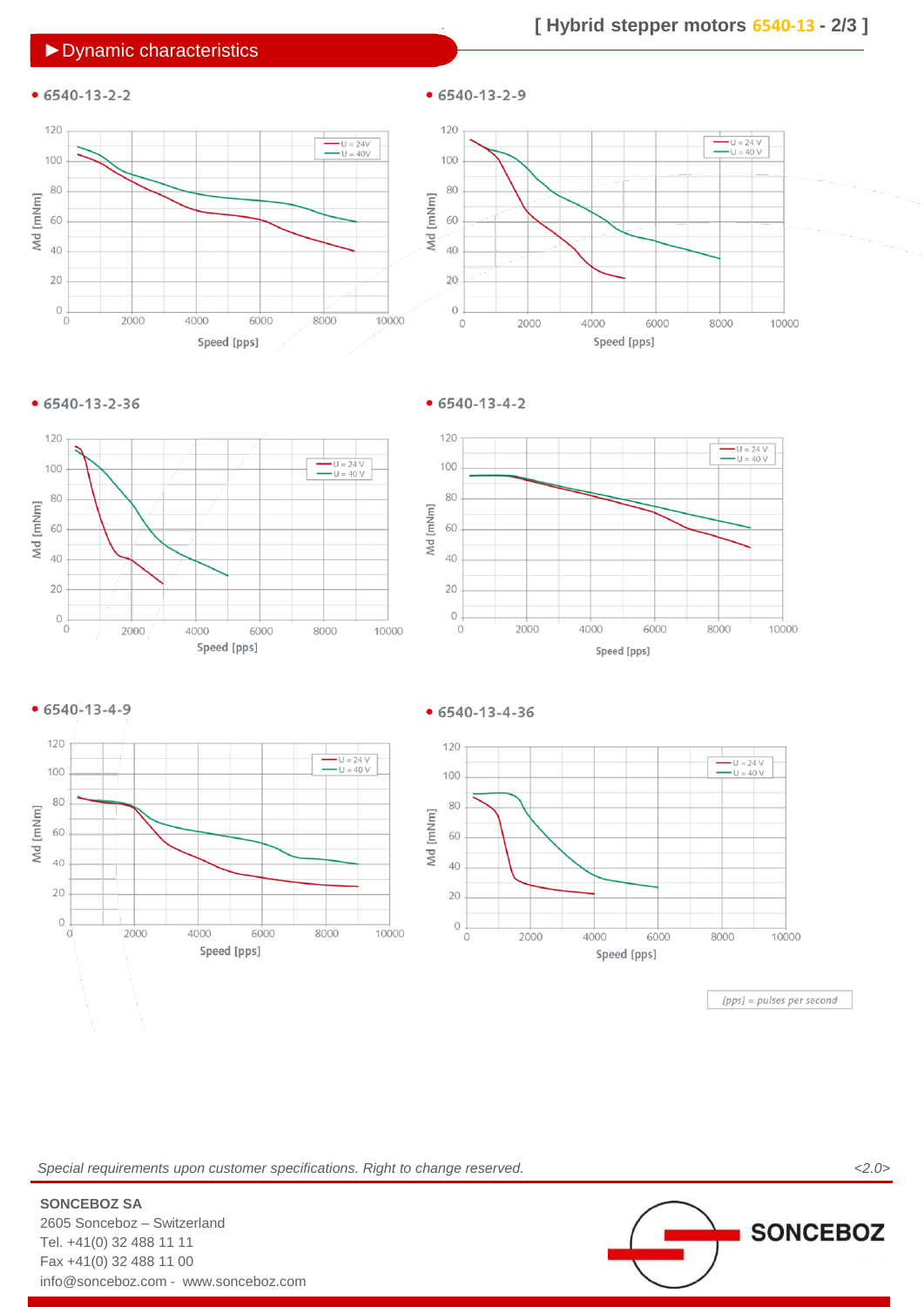## ►Dynamic characteristics

• 6540-13-2-2

Md [mNm] vs Speed [pps] — U = 24V, U = 40V

• 6540-13-2-9

Md [mNm] vs Speed [pps] — U = 24 V, U = 40 V

• 6540-13-2-36

Md [mNm] vs Speed [pps] — U = 24 V, U = 40 V

• 6540-13-4-2

Md [mNm] vs Speed [pps] — U = 24 V, U = 40 V

• 6540-13-4-9

Md [mNm] vs Speed [pps] — U = 24 V, U = 40 V

• 6540-13-4-36

Md [mNm] vs Speed [pps] — U = 24 V, U = 40 V

*[pps] = pulses per second*

*Special requirements upon customer specifications. Right to change reserved.*

*<2.0>*

**SONCEBOZ SA**
2605 Sonceboz – Switzerland
Tel. +41(0) 32 488 11 11
Fax +41(0) 32 488 11 00
info@sonceboz.com - www.sonceboz.com

SONCEBOZ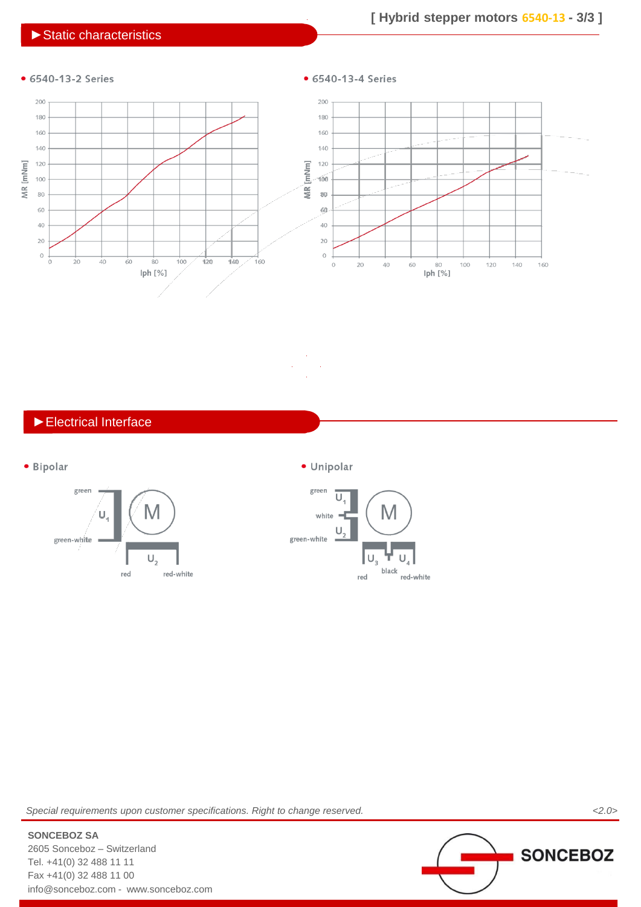## ►Static characteristics

• 6540-13-2 Series

MR [mNm]

200
180
160
140
120
100
80
60
40
20
0

0 20 40 60 80 100 120 140 160

Iph [%]

• 6540-13-4 Series

MR [mNm]

200
180
160
140
120
100
80
60
40
20
0

0 20 40 60 80 100 120 140 160

Iph [%]

## ►Electrical Interface

• Bipolar

green
$U_1$
green-white
M
$U_2$
red
red-white

• Unipolar

green
$U_1$
white
$U_2$
green-white
M
$U_3$
$U_4$
black
red
red-white

*Special requirements upon customer specifications. Right to change reserved.*

*<2.0>*

**SONCEBOZ SA**
2605 Sonceboz – Switzerland
Tel. +41(0) 32 488 11 11
Fax +41(0) 32 488 11 00
info@sonceboz.com - www.sonceboz.com

SONCEBOZ